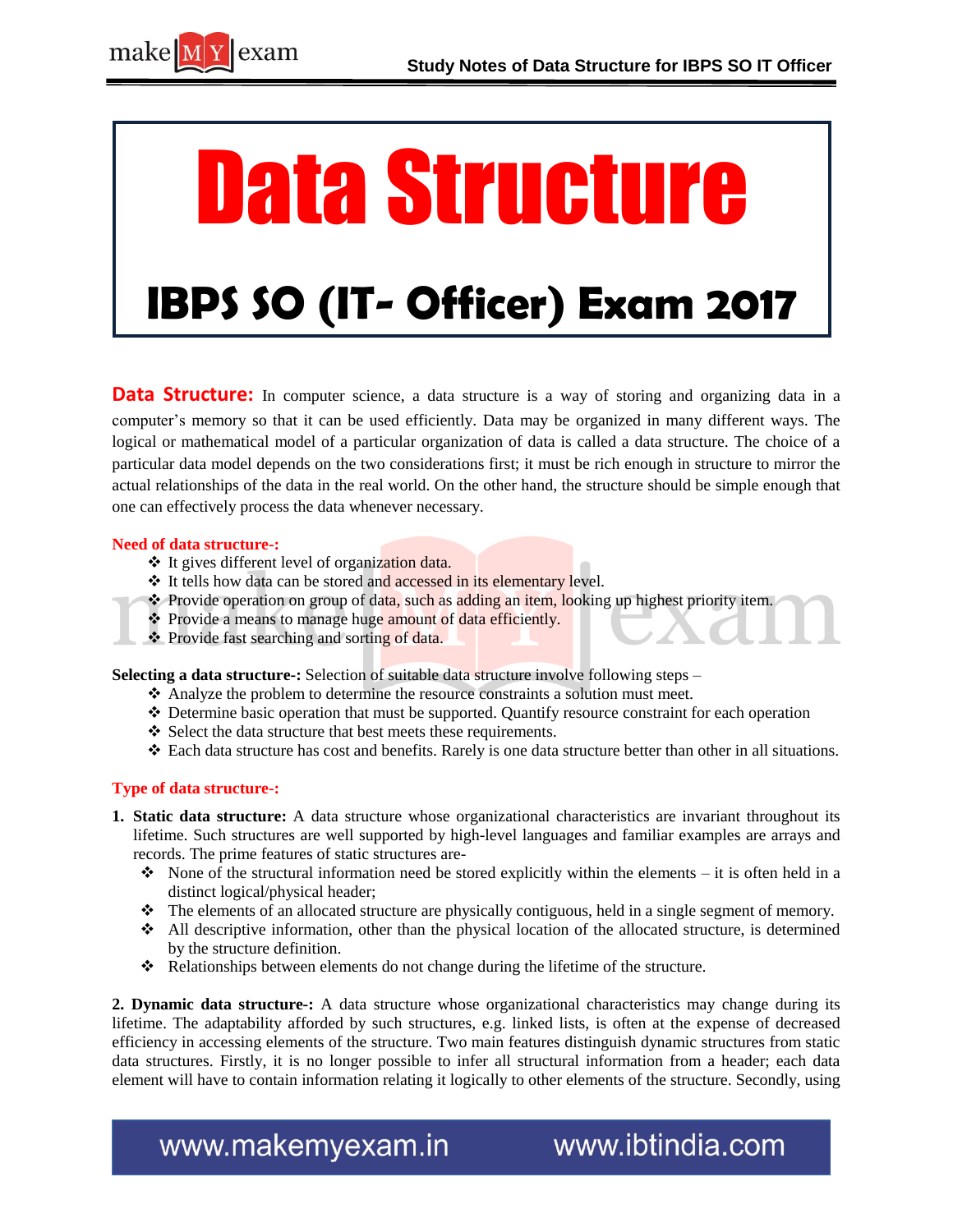# Data Structure

## IBPS SO (IT- Officer) Exam 2017

**Data Structure:** In computer science, a data structure is a way of storing and organizing data in a computer's memory so that it can be used efficiently. Data may be organized in many different ways. The logical or mathematical model of a particular organization of data is called a data structure. The choice of a particular data model depends on the two considerations first; it must be rich enough in structure to mirror the actual relationships of the data in the real world. On the other hand, the structure should be simple enough that one can effectively process the data whenever necessary.

**Need of data structure-:**

- It gives different level of organization data.
- It tells how data can be stored and accessed in its elementary level.
- Provide operation on group of data, such as adding an item, looking up highest priority item.
- Provide a means to manage huge amount of data efficiently.
- Provide fast searching and sorting of data.

**Selecting a data structure-:** Selection of suitable data structure involve following steps –

- Analyze the problem to determine the resource constraints a solution must meet.
- Determine basic operation that must be supported. Quantify resource constraint for each operation
- Select the data structure that best meets these requirements.
- Each data structure has cost and benefits. Rarely is one data structure better than other in all situations.

**Type of data structure-:**

1. **Static data structure:** A data structure whose organizational characteristics are invariant throughout its lifetime. Such structures are well supported by high-level languages and familiar examples are arrays and records. The prime features of static structures are-
   - None of the structural information need be stored explicitly within the elements – it is often held in a distinct logical/physical header;
   - The elements of an allocated structure are physically contiguous, held in a single segment of memory.
   - All descriptive information, other than the physical location of the allocated structure, is determined by the structure definition.
   - Relationships between elements do not change during the lifetime of the structure.

**2. Dynamic data structure-:** A data structure whose organizational characteristics may change during its lifetime. The adaptability afforded by such structures, e.g. linked lists, is often at the expense of decreased efficiency in accessing elements of the structure. Two main features distinguish dynamic structures from static data structures. Firstly, it is no longer possible to infer all structural information from a header; each data element will have to contain information relating it logically to other elements of the structure. Secondly, using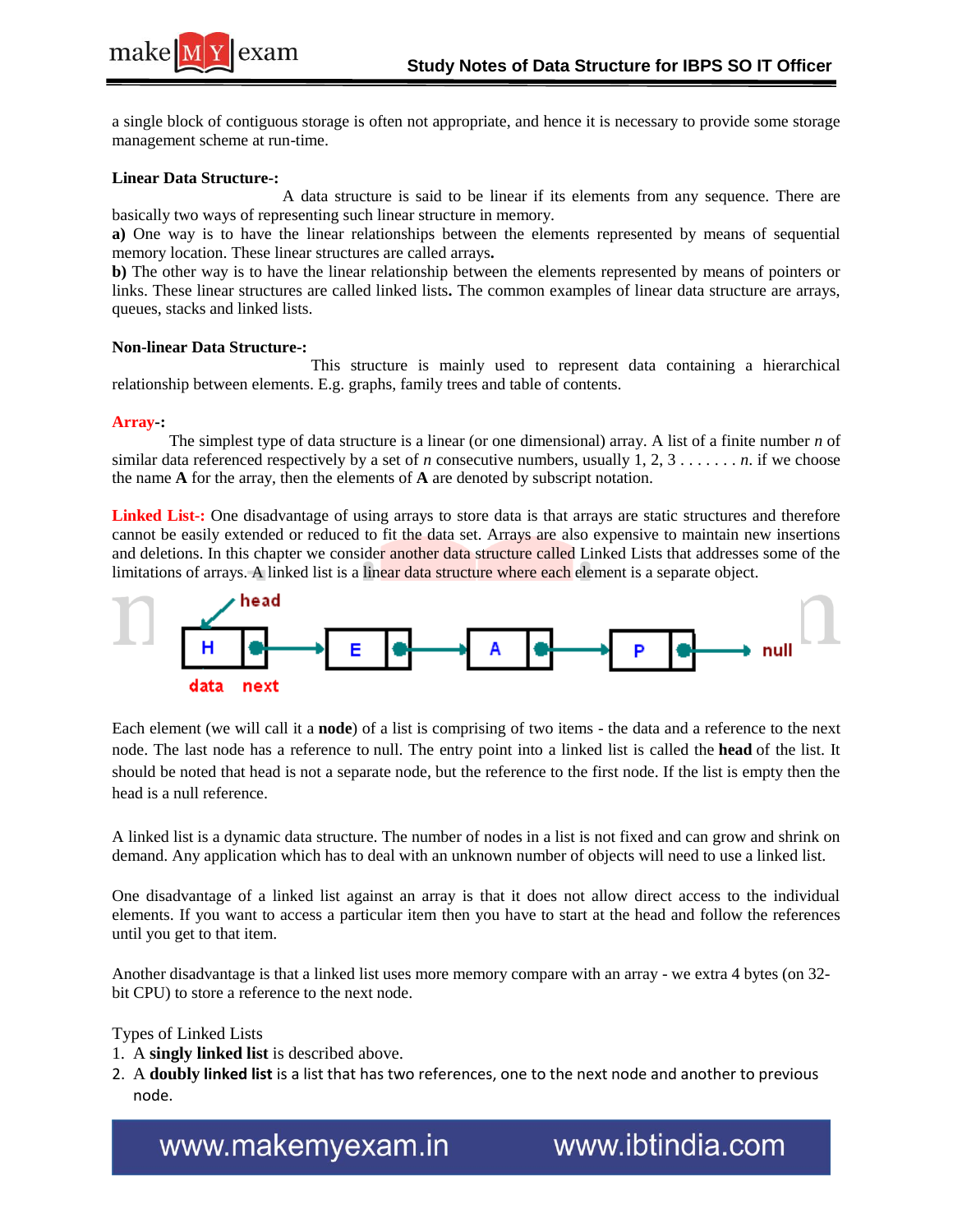a single block of contiguous storage is often not appropriate, and hence it is necessary to provide some storage management scheme at run-time.

**Linear Data Structure-:**

A data structure is said to be linear if its elements from any sequence. There are basically two ways of representing such linear structure in memory.

**a)** One way is to have the linear relationships between the elements represented by means of sequential memory location. These linear structures are called arrays**.**

**b)** The other way is to have the linear relationship between the elements represented by means of pointers or links. These linear structures are called linked lists**.** The common examples of linear data structure are arrays, queues, stacks and linked lists.

**Non-linear Data Structure-:**

This structure is mainly used to represent data containing a hierarchical relationship between elements. E.g. graphs, family trees and table of contents.

**Array-:**

The simplest type of data structure is a linear (or one dimensional) array. A list of a finite number *n* of similar data referenced respectively by a set of *n* consecutive numbers, usually 1, 2, 3 . . . . . . . *n*. if we choose the name **A** for the array, then the elements of **A** are denoted by subscript notation.

**Linked List-:** One disadvantage of using arrays to store data is that arrays are static structures and therefore cannot be easily extended or reduced to fit the data set. Arrays are also expensive to maintain new insertions and deletions. In this chapter we consider another data structure called Linked Lists that addresses some of the limitations of arrays. A linked list is a linear data structure where each element is a separate object.

head → [H | •] → [E | •] → [A | •] → [P | •] → null
(data, next)

Each element (we will call it a **node**) of a list is comprising of two items - the data and a reference to the next node. The last node has a reference to null. The entry point into a linked list is called the **head** of the list. It should be noted that head is not a separate node, but the reference to the first node. If the list is empty then the head is a null reference.

A linked list is a dynamic data structure. The number of nodes in a list is not fixed and can grow and shrink on demand. Any application which has to deal with an unknown number of objects will need to use a linked list.

One disadvantage of a linked list against an array is that it does not allow direct access to the individual elements. If you want to access a particular item then you have to start at the head and follow the references until you get to that item.

Another disadvantage is that a linked list uses more memory compare with an array - we extra 4 bytes (on 32-bit CPU) to store a reference to the next node.

Types of Linked Lists

1. A **singly linked list** is described above.
2. A **doubly linked list** is a list that has two references, one to the next node and another to previous node.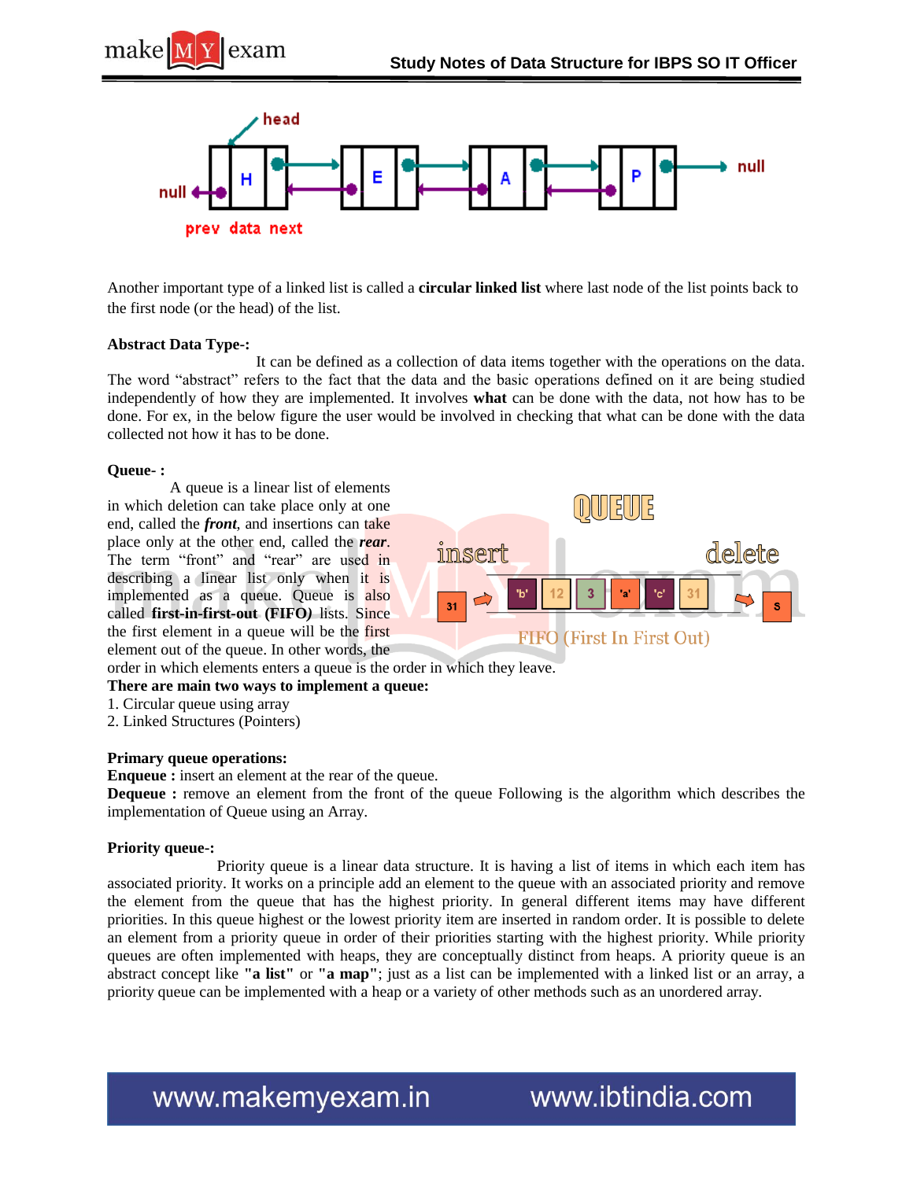Another important type of a linked list is called a **circular linked list** where last node of the list points back to the first node (or the head) of the list.

**Abstract Data Type-:**

It can be defined as a collection of data items together with the operations on the data. The word "abstract" refers to the fact that the data and the basic operations defined on it are being studied independently of how they are implemented. It involves **what** can be done with the data, not how has to be done. For ex, in the below figure the user would be involved in checking that what can be done with the data collected not how it has to be done.

**Queue- :**

A queue is a linear list of elements in which deletion can take place only at one end, called the ***front***, and insertions can take place only at the other end, called the ***rear***. The term "front" and "rear" are used in describing a linear list only when it is implemented as a queue. Queue is also called **first-in-first-out (FIFO)** lists. Since the first element in a queue will be the first element out of the queue. In other words, the order in which elements enters a queue is the order in which they leave.

**There are main two ways to implement a queue:**

1. Circular queue using array
2. Linked Structures (Pointers)

**Primary queue operations:**

**Enqueue :** insert an element at the rear of the queue.

**Dequeue :** remove an element from the front of the queue Following is the algorithm which describes the implementation of Queue using an Array.

**Priority queue-:**

Priority queue is a linear data structure. It is having a list of items in which each item has associated priority. It works on a principle add an element to the queue with an associated priority and remove the element from the queue that has the highest priority. In general different items may have different priorities. In this queue highest or the lowest priority item are inserted in random order. It is possible to delete an element from a priority queue in order of their priorities starting with the highest priority. While priority queues are often implemented with heaps, they are conceptually distinct from heaps. A priority queue is an abstract concept like **"a list"** or **"a map"**; just as a list can be implemented with a linked list or an array, a priority queue can be implemented with a heap or a variety of other methods such as an unordered array.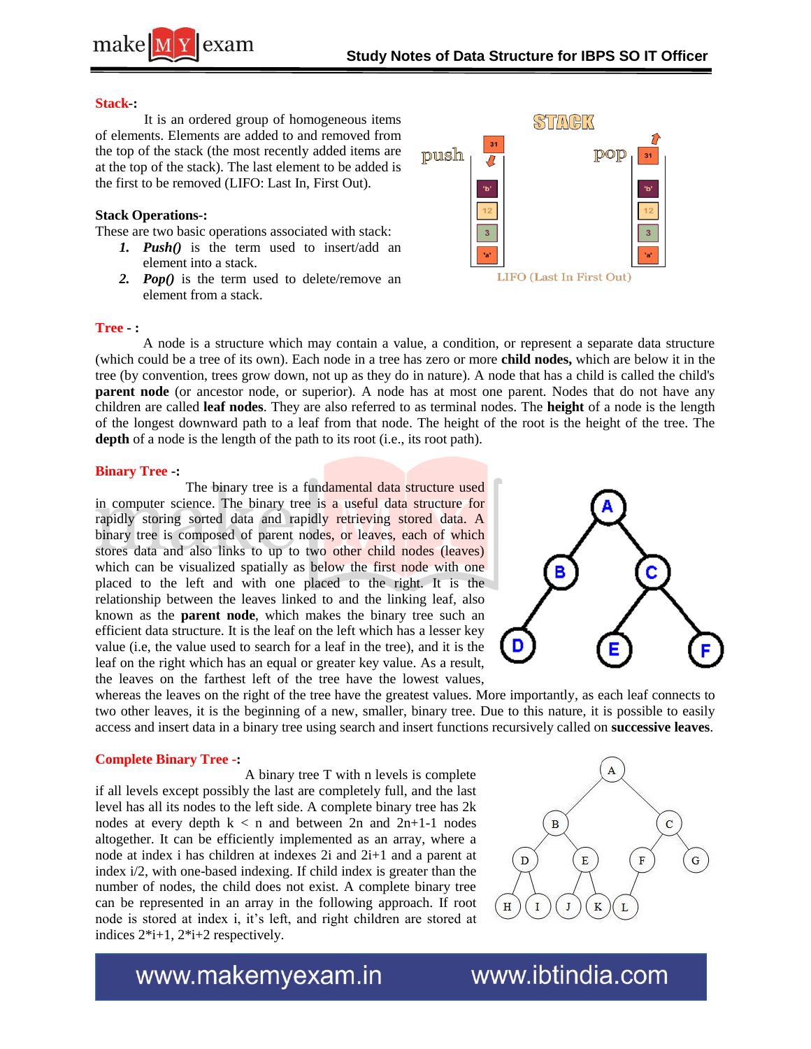**Stack-:**

It is an ordered group of homogeneous items of elements. Elements are added to and removed from the top of the stack (the most recently added items are at the top of the stack). The last element to be added is the first to be removed (LIFO: Last In, First Out).

**Stack Operations-:**

These are two basic operations associated with stack:

1. ***Push()*** is the term used to insert/add an element into a stack.
2. ***Pop()*** is the term used to delete/remove an element from a stack.

**Tree - :**

A node is a structure which may contain a value, a condition, or represent a separate data structure (which could be a tree of its own). Each node in a tree has zero or more **child nodes,** which are below it in the tree (by convention, trees grow down, not up as they do in nature). A node that has a child is called the child's **parent node** (or ancestor node, or superior). A node has at most one parent. Nodes that do not have any children are called **leaf nodes**. They are also referred to as terminal nodes. The **height** of a node is the length of the longest downward path to a leaf from that node. The height of the root is the height of the tree. The **depth** of a node is the length of the path to its root (i.e., its root path).

**Binary Tree -:**

The binary tree is a fundamental data structure used in computer science. The binary tree is a useful data structure for rapidly storing sorted data and rapidly retrieving stored data. A binary tree is composed of parent nodes, or leaves, each of which stores data and also links to up to two other child nodes (leaves) which can be visualized spatially as below the first node with one placed to the left and with one placed to the right. It is the relationship between the leaves linked to and the linking leaf, also known as the **parent node**, which makes the binary tree such an efficient data structure. It is the leaf on the left which has a lesser key value (i.e, the value used to search for a leaf in the tree), and it is the leaf on the right which has an equal or greater key value. As a result, the leaves on the farthest left of the tree have the lowest values, whereas the leaves on the right of the tree have the greatest values. More importantly, as each leaf connects to two other leaves, it is the beginning of a new, smaller, binary tree. Due to this nature, it is possible to easily access and insert data in a binary tree using search and insert functions recursively called on **successive leaves**.

**Complete Binary Tree -:**

A binary tree T with n levels is complete if all levels except possibly the last are completely full, and the last level has all its nodes to the left side. A complete binary tree has 2k nodes at every depth k < n and between 2n and 2n+1-1 nodes altogether. It can be efficiently implemented as an array, where a node at index i has children at indexes 2i and 2i+1 and a parent at index i/2, with one-based indexing. If child index is greater than the number of nodes, the child does not exist. A complete binary tree can be represented in an array in the following approach. If root node is stored at index i, it's left, and right children are stored at indices 2*i+1, 2*i+2 respectively.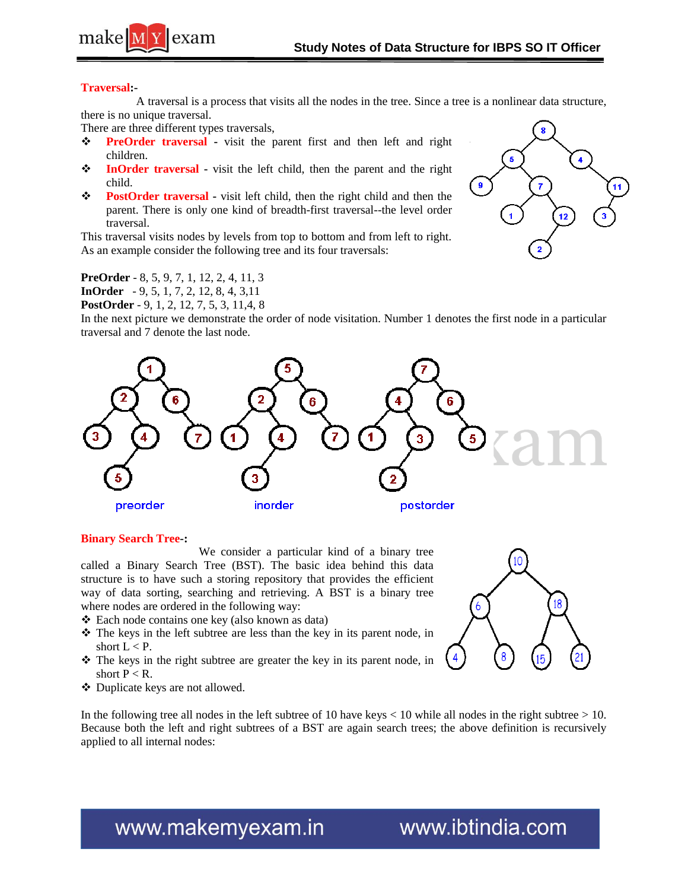**Traversal:-**

A traversal is a process that visits all the nodes in the tree. Since a tree is a nonlinear data structure, there is no unique traversal.

There are three different types traversals,

- **PreOrder traversal** - visit the parent first and then left and right children.
- **InOrder traversal** - visit the left child, then the parent and the right child.
- **PostOrder traversal** - visit left child, then the right child and then the parent. There is only one kind of breadth-first traversal--the level order traversal.

This traversal visits nodes by levels from top to bottom and from left to right. As an example consider the following tree and its four traversals:

**PreOrder** - 8, 5, 9, 7, 1, 12, 2, 4, 11, 3
**InOrder** - 9, 5, 1, 7, 2, 12, 8, 4, 3,11
**PostOrder** - 9, 1, 2, 12, 7, 5, 3, 11,4, 8

In the next picture we demonstrate the order of node visitation. Number 1 denotes the first node in a particular traversal and 7 denote the last node.

preorder inorder postorder

**Binary Search Tree-:**

We consider a particular kind of a binary tree called a Binary Search Tree (BST). The basic idea behind this data structure is to have such a storing repository that provides the efficient way of data sorting, searching and retrieving. A BST is a binary tree where nodes are ordered in the following way:

- Each node contains one key (also known as data)
- The keys in the left subtree are less than the key in its parent node, in short L < P.
- The keys in the right subtree are greater the key in its parent node, in short P < R.
- Duplicate keys are not allowed.

In the following tree all nodes in the left subtree of 10 have keys < 10 while all nodes in the right subtree > 10. Because both the left and right subtrees of a BST are again search trees; the above definition is recursively applied to all internal nodes: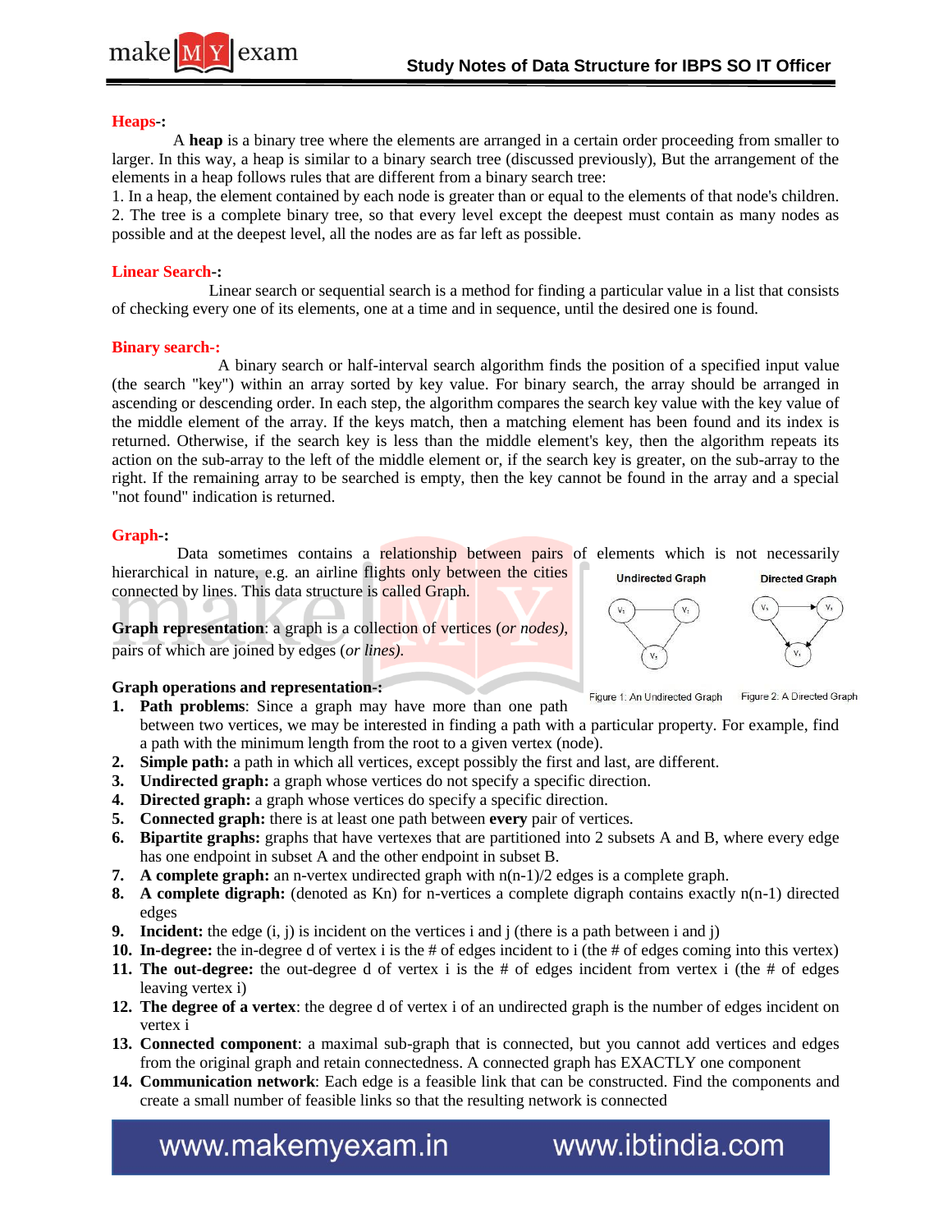**Heaps-:**

A **heap** is a binary tree where the elements are arranged in a certain order proceeding from smaller to larger. In this way, a heap is similar to a binary search tree (discussed previously), But the arrangement of the elements in a heap follows rules that are different from a binary search tree:

1. In a heap, the element contained by each node is greater than or equal to the elements of that node's children.
2. The tree is a complete binary tree, so that every level except the deepest must contain as many nodes as possible and at the deepest level, all the nodes are as far left as possible.

**Linear Search-:**

Linear search or sequential search is a method for finding a particular value in a list that consists of checking every one of its elements, one at a time and in sequence, until the desired one is found.

**Binary search-:**

A binary search or half-interval search algorithm finds the position of a specified input value (the search "key") within an array sorted by key value. For binary search, the array should be arranged in ascending or descending order. In each step, the algorithm compares the search key value with the key value of the middle element of the array. If the keys match, then a matching element has been found and its index is returned. Otherwise, if the search key is less than the middle element's key, then the algorithm repeats its action on the sub-array to the left of the middle element or, if the search key is greater, on the sub-array to the right. If the remaining array to be searched is empty, then the key cannot be found in the array and a special "not found" indication is returned.

**Graph-:**

Data sometimes contains a relationship between pairs of elements which is not necessarily hierarchical in nature, e.g. an airline flights only between the cities connected by lines. This data structure is called Graph.

**Graph representation**: a graph is a collection of vertices (*or nodes),* pairs of which are joined by edges (*or lines).*

Figure 1: An Undirected Graph    Figure 2: A Directed Graph

**Graph operations and representation-:**

1. **Path problems**: Since a graph may have more than one path between two vertices, we may be interested in finding a path with a particular property. For example, find a path with the minimum length from the root to a given vertex (node).
2. **Simple path:** a path in which all vertices, except possibly the first and last, are different.
3. **Undirected graph:** a graph whose vertices do not specify a specific direction.
4. **Directed graph:** a graph whose vertices do specify a specific direction.
5. **Connected graph:** there is at least one path between **every** pair of vertices.
6. **Bipartite graphs:** graphs that have vertexes that are partitioned into 2 subsets A and B, where every edge has one endpoint in subset A and the other endpoint in subset B.
7. **A complete graph:** an n-vertex undirected graph with $n(n-1)/2$ edges is a complete graph.
8. **A complete digraph:** (denoted as Kn) for n-vertices a complete digraph contains exactly $n(n-1)$ directed edges
9. **Incident:** the edge (i, j) is incident on the vertices i and j (there is a path between i and j)
10. **In-degree:** the in-degree d of vertex i is the # of edges incident to i (the # of edges coming into this vertex)
11. **The out-degree:** the out-degree d of vertex i is the # of edges incident from vertex i (the # of edges leaving vertex i)
12. **The degree of a vertex**: the degree d of vertex i of an undirected graph is the number of edges incident on vertex i
13. **Connected component**: a maximal sub-graph that is connected, but you cannot add vertices and edges from the original graph and retain connectedness. A connected graph has EXACTLY one component
14. **Communication network**: Each edge is a feasible link that can be constructed. Find the components and create a small number of feasible links so that the resulting network is connected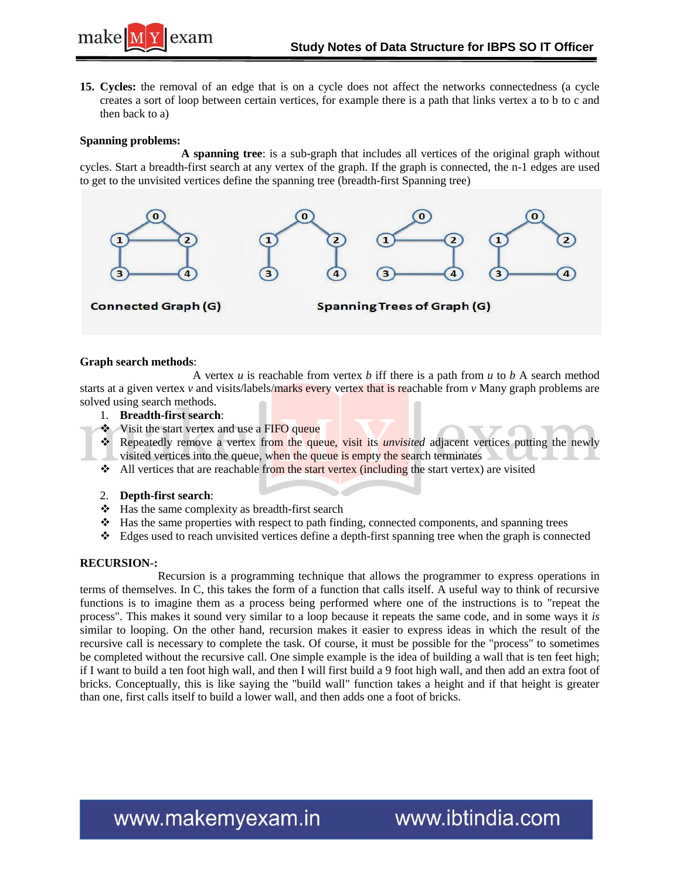15. **Cycles:** the removal of an edge that is on a cycle does not affect the networks connectedness (a cycle creates a sort of loop between certain vertices, for example there is a path that links vertex a to b to c and then back to a)

**Spanning problems:**

**A spanning tree**: is a sub-graph that includes all vertices of the original graph without cycles. Start a breadth-first search at any vertex of the graph. If the graph is connected, the n-1 edges are used to get to the unvisited vertices define the spanning tree (breadth-first Spanning tree)

Connected Graph (G)

Spanning Trees of Graph (G)

**Graph search methods**:

A vertex *u* is reachable from vertex *b* iff there is a path from *u* to *b* A search method starts at a given vertex *v* and visits/labels/marks every vertex that is reachable from *v* Many graph problems are solved using search methods.

1. **Breadth-first search**:
   - Visit the start vertex and use a FIFO queue
   - Repeatedly remove a vertex from the queue, visit its *unvisited* adjacent vertices putting the newly visited vertices into the queue, when the queue is empty the search terminates
   - All vertices that are reachable from the start vertex (including the start vertex) are visited

2. **Depth-first search**:
   - Has the same complexity as breadth-first search
   - Has the same properties with respect to path finding, connected components, and spanning trees
   - Edges used to reach unvisited vertices define a depth-first spanning tree when the graph is connected

**RECURSION-:**

Recursion is a programming technique that allows the programmer to express operations in terms of themselves. In C, this takes the form of a function that calls itself. A useful way to think of recursive functions is to imagine them as a process being performed where one of the instructions is to "repeat the process". This makes it sound very similar to a loop because it repeats the same code, and in some ways it *is* similar to looping. On the other hand, recursion makes it easier to express ideas in which the result of the recursive call is necessary to complete the task. Of course, it must be possible for the "process" to sometimes be completed without the recursive call. One simple example is the idea of building a wall that is ten feet high; if I want to build a ten foot high wall, and then I will first build a 9 foot high wall, and then add an extra foot of bricks. Conceptually, this is like saying the "build wall" function takes a height and if that height is greater than one, first calls itself to build a lower wall, and then adds one a foot of bricks.